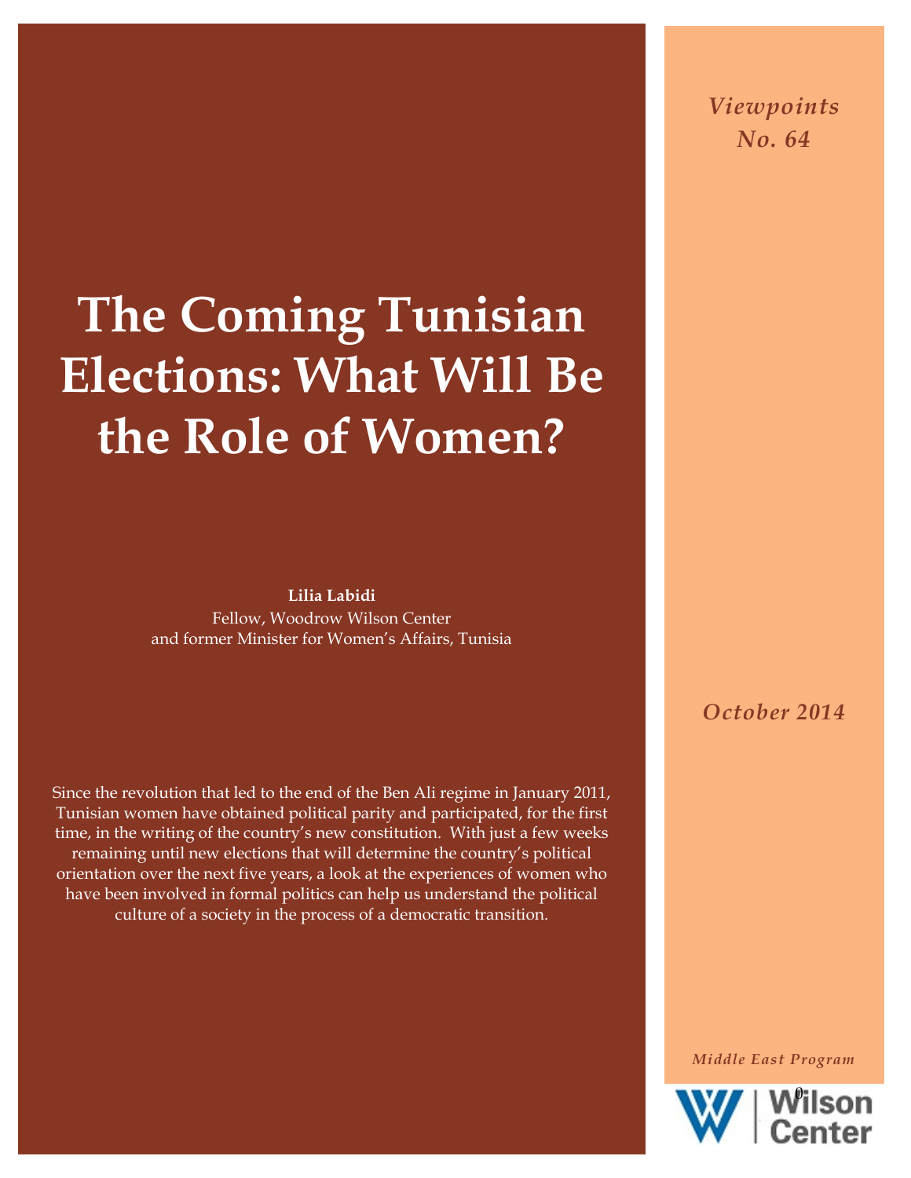*Viewpoints*
*No. 64*

# The Coming Tunisian Elections: What Will Be the Role of Women?

**Lilia Labidi**
Fellow, Woodrow Wilson Center
and former Minister for Women's Affairs, Tunisia

*October 2014*

Since the revolution that led to the end of the Ben Ali regime in January 2011, Tunisian women have obtained political parity and participated, for the first time, in the writing of the country's new constitution. With just a few weeks remaining until new elections that will determine the country's political orientation over the next five years, a look at the experiences of women who have been involved in formal politics can help us understand the political culture of a society in the process of a democratic transition.

*Middle East Program*

Wilson Center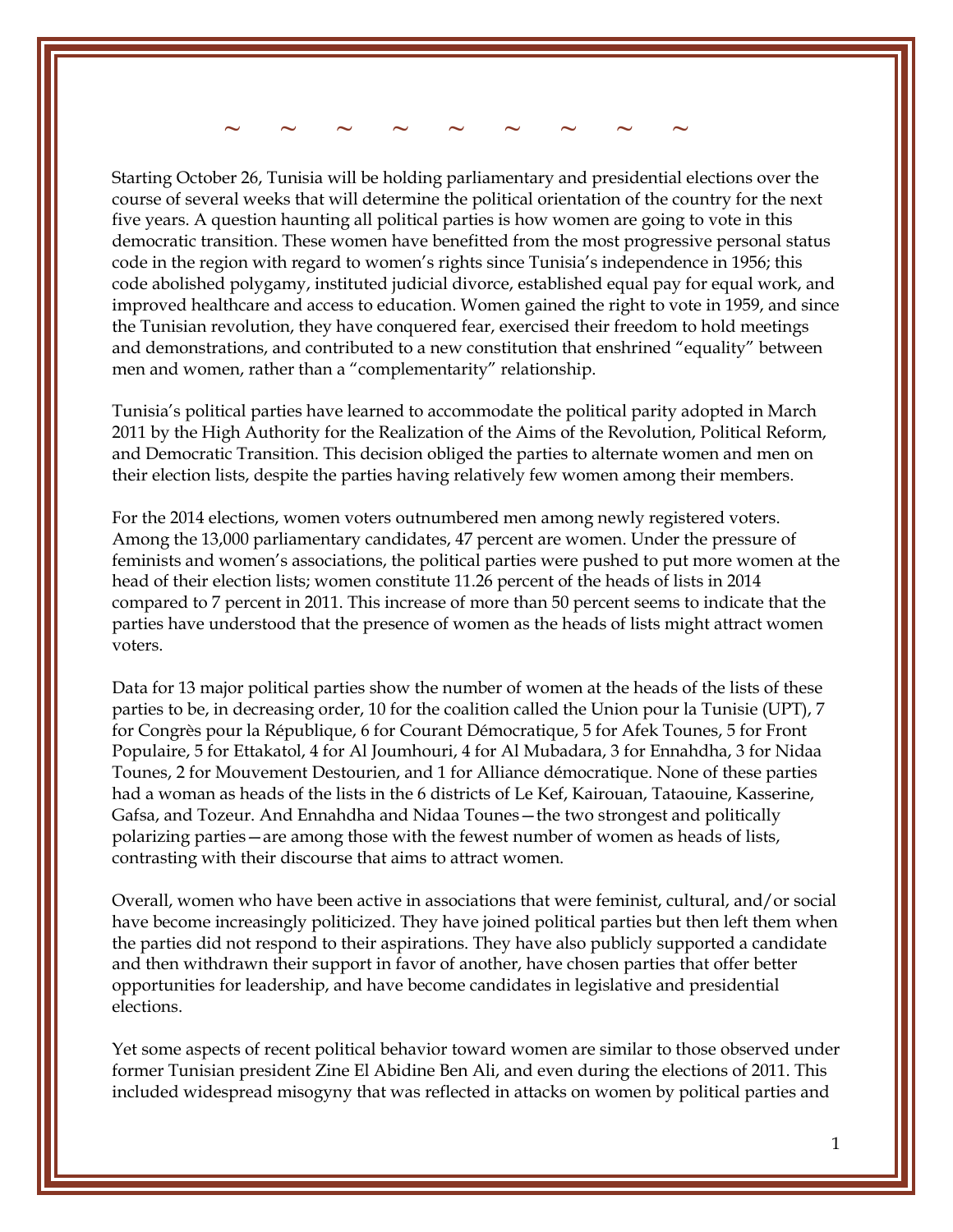~ ~ ~ ~ ~ ~ ~ ~ ~

Starting October 26, Tunisia will be holding parliamentary and presidential elections over the course of several weeks that will determine the political orientation of the country for the next five years. A question haunting all political parties is how women are going to vote in this democratic transition. These women have benefitted from the most progressive personal status code in the region with regard to women's rights since Tunisia's independence in 1956; this code abolished polygamy, instituted judicial divorce, established equal pay for equal work, and improved healthcare and access to education. Women gained the right to vote in 1959, and since the Tunisian revolution, they have conquered fear, exercised their freedom to hold meetings and demonstrations, and contributed to a new constitution that enshrined "equality" between men and women, rather than a "complementarity" relationship.

Tunisia's political parties have learned to accommodate the political parity adopted in March 2011 by the High Authority for the Realization of the Aims of the Revolution, Political Reform, and Democratic Transition. This decision obliged the parties to alternate women and men on their election lists, despite the parties having relatively few women among their members.

For the 2014 elections, women voters outnumbered men among newly registered voters. Among the 13,000 parliamentary candidates, 47 percent are women. Under the pressure of feminists and women's associations, the political parties were pushed to put more women at the head of their election lists; women constitute 11.26 percent of the heads of lists in 2014 compared to 7 percent in 2011. This increase of more than 50 percent seems to indicate that the parties have understood that the presence of women as the heads of lists might attract women voters.

Data for 13 major political parties show the number of women at the heads of the lists of these parties to be, in decreasing order, 10 for the coalition called the Union pour la Tunisie (UPT), 7 for Congrès pour la République, 6 for Courant Démocratique, 5 for Afek Tounes, 5 for Front Populaire, 5 for Ettakatol, 4 for Al Joumhouri, 4 for Al Mubadara, 3 for Ennahdha, 3 for Nidaa Tounes, 2 for Mouvement Destourien, and 1 for Alliance démocratique. None of these parties had a woman as heads of the lists in the 6 districts of Le Kef, Kairouan, Tataouine, Kasserine, Gafsa, and Tozeur. And Ennahdha and Nidaa Tounes—the two strongest and politically polarizing parties—are among those with the fewest number of women as heads of lists, contrasting with their discourse that aims to attract women.

Overall, women who have been active in associations that were feminist, cultural, and/or social have become increasingly politicized. They have joined political parties but then left them when the parties did not respond to their aspirations. They have also publicly supported a candidate and then withdrawn their support in favor of another, have chosen parties that offer better opportunities for leadership, and have become candidates in legislative and presidential elections.

Yet some aspects of recent political behavior toward women are similar to those observed under former Tunisian president Zine El Abidine Ben Ali, and even during the elections of 2011. This included widespread misogyny that was reflected in attacks on women by political parties and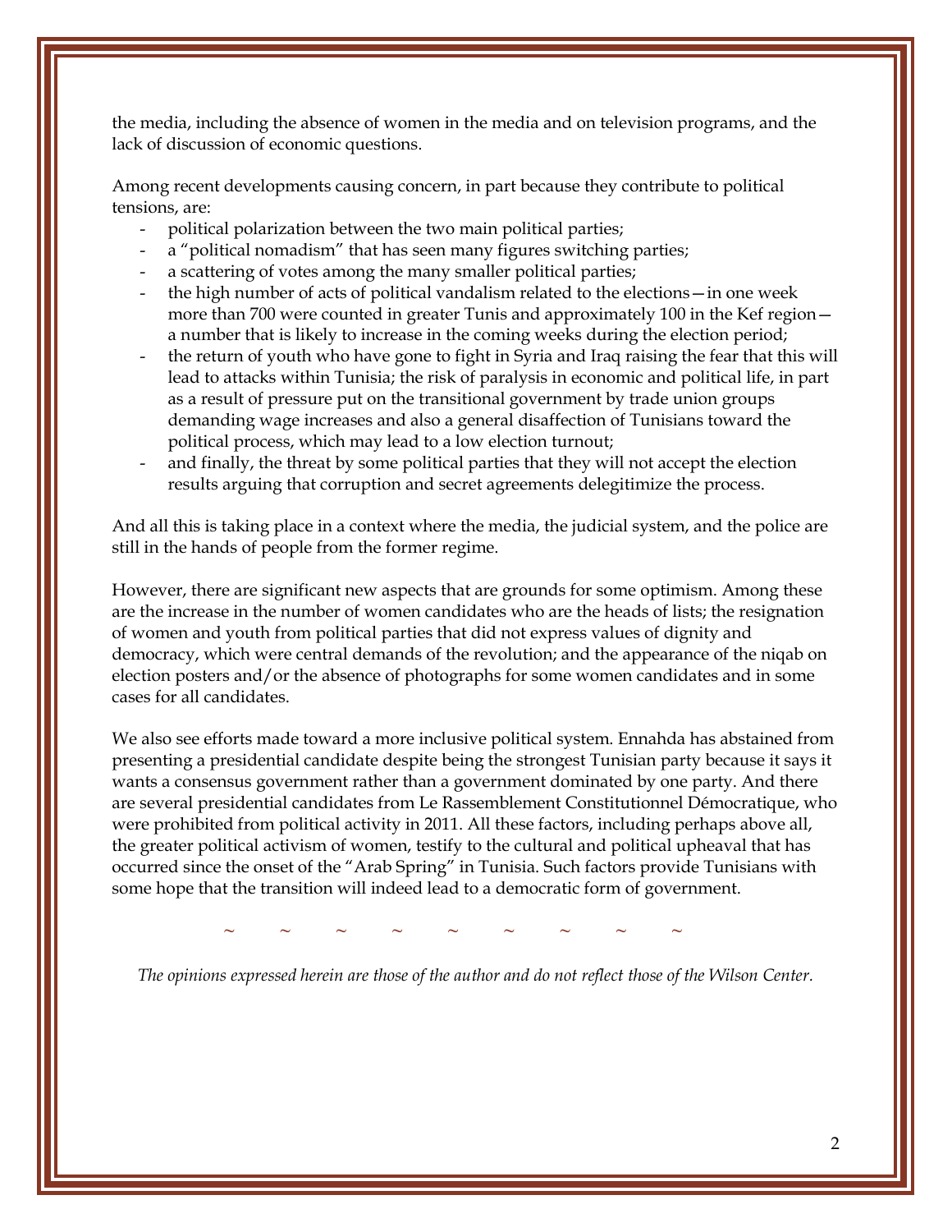the media, including the absence of women in the media and on television programs, and the lack of discussion of economic questions.

Among recent developments causing concern, in part because they contribute to political tensions, are:

- political polarization between the two main political parties;
- a "political nomadism" that has seen many figures switching parties;
- a scattering of votes among the many smaller political parties;
- the high number of acts of political vandalism related to the elections—in one week more than 700 were counted in greater Tunis and approximately 100 in the Kef region—a number that is likely to increase in the coming weeks during the election period;
- the return of youth who have gone to fight in Syria and Iraq raising the fear that this will lead to attacks within Tunisia; the risk of paralysis in economic and political life, in part as a result of pressure put on the transitional government by trade union groups demanding wage increases and also a general disaffection of Tunisians toward the political process, which may lead to a low election turnout;
- and finally, the threat by some political parties that they will not accept the election results arguing that corruption and secret agreements delegitimize the process.

And all this is taking place in a context where the media, the judicial system, and the police are still in the hands of people from the former regime.

However, there are significant new aspects that are grounds for some optimism. Among these are the increase in the number of women candidates who are the heads of lists; the resignation of women and youth from political parties that did not express values of dignity and democracy, which were central demands of the revolution; and the appearance of the niqab on election posters and/or the absence of photographs for some women candidates and in some cases for all candidates.

We also see efforts made toward a more inclusive political system. Ennahda has abstained from presenting a presidential candidate despite being the strongest Tunisian party because it says it wants a consensus government rather than a government dominated by one party. And there are several presidential candidates from Le Rassemblement Constitutionnel Démocratique, who were prohibited from political activity in 2011. All these factors, including perhaps above all, the greater political activism of women, testify to the cultural and political upheaval that has occurred since the onset of the "Arab Spring" in Tunisia. Such factors provide Tunisians with some hope that the transition will indeed lead to a democratic form of government.

~ ~ ~ ~ ~ ~ ~ ~ ~

*The opinions expressed herein are those of the author and do not reflect those of the Wilson Center.*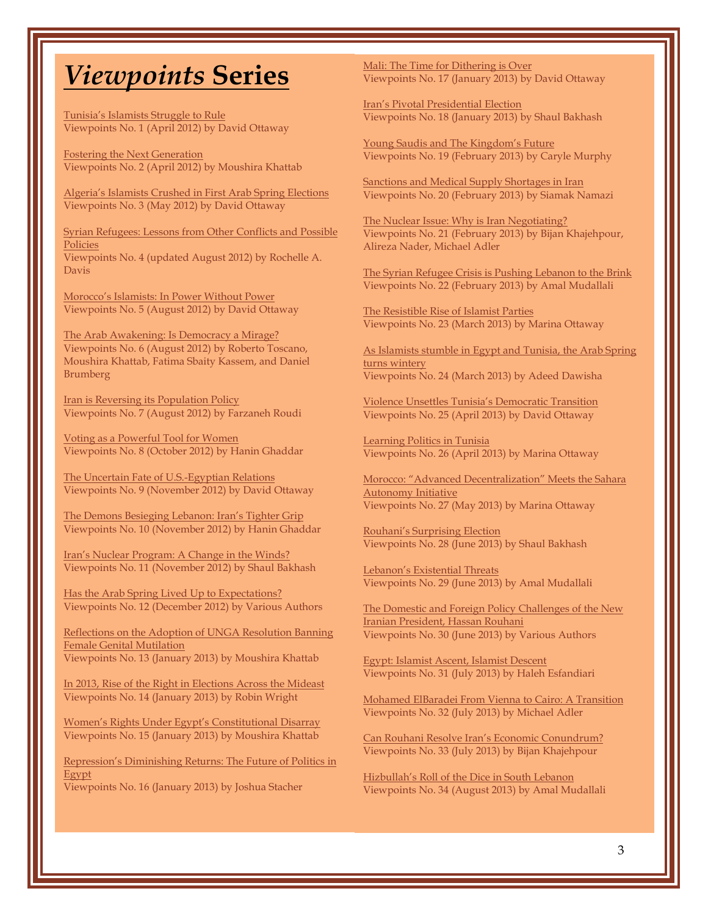# *Viewpoints* Series

Tunisia's Islamists Struggle to Rule
Viewpoints No. 1 (April 2012) by David Ottaway

Fostering the Next Generation
Viewpoints No. 2 (April 2012) by Moushira Khattab

Algeria's Islamists Crushed in First Arab Spring Elections
Viewpoints No. 3 (May 2012) by David Ottaway

Syrian Refugees: Lessons from Other Conflicts and Possible Policies
Viewpoints No. 4 (updated August 2012) by Rochelle A. Davis

Morocco's Islamists: In Power Without Power
Viewpoints No. 5 (August 2012) by David Ottaway

The Arab Awakening: Is Democracy a Mirage?
Viewpoints No. 6 (August 2012) by Roberto Toscano, Moushira Khattab, Fatima Sbaity Kassem, and Daniel Brumberg

Iran is Reversing its Population Policy
Viewpoints No. 7 (August 2012) by Farzaneh Roudi

Voting as a Powerful Tool for Women
Viewpoints No. 8 (October 2012) by Hanin Ghaddar

The Uncertain Fate of U.S.-Egyptian Relations
Viewpoints No. 9 (November 2012) by David Ottaway

The Demons Besieging Lebanon: Iran's Tighter Grip
Viewpoints No. 10 (November 2012) by Hanin Ghaddar

Iran's Nuclear Program: A Change in the Winds?
Viewpoints No. 11 (November 2012) by Shaul Bakhash

Has the Arab Spring Lived Up to Expectations?
Viewpoints No. 12 (December 2012) by Various Authors

Reflections on the Adoption of UNGA Resolution Banning Female Genital Mutilation
Viewpoints No. 13 (January 2013) by Moushira Khattab

In 2013, Rise of the Right in Elections Across the Mideast
Viewpoints No. 14 (January 2013) by Robin Wright

Women's Rights Under Egypt's Constitutional Disarray
Viewpoints No. 15 (January 2013) by Moushira Khattab

Repression's Diminishing Returns: The Future of Politics in Egypt
Viewpoints No. 16 (January 2013) by Joshua Stacher

Mali: The Time for Dithering is Over
Viewpoints No. 17 (January 2013) by David Ottaway

Iran's Pivotal Presidential Election
Viewpoints No. 18 (January 2013) by Shaul Bakhash

Young Saudis and The Kingdom's Future
Viewpoints No. 19 (February 2013) by Caryle Murphy

Sanctions and Medical Supply Shortages in Iran
Viewpoints No. 20 (February 2013) by Siamak Namazi

The Nuclear Issue: Why is Iran Negotiating?
Viewpoints No. 21 (February 2013) by Bijan Khajehpour, Alireza Nader, Michael Adler

The Syrian Refugee Crisis is Pushing Lebanon to the Brink
Viewpoints No. 22 (February 2013) by Amal Mudallali

The Resistible Rise of Islamist Parties
Viewpoints No. 23 (March 2013) by Marina Ottaway

As Islamists stumble in Egypt and Tunisia, the Arab Spring turns wintery
Viewpoints No. 24 (March 2013) by Adeed Dawisha

Violence Unsettles Tunisia's Democratic Transition
Viewpoints No. 25 (April 2013) by David Ottaway

Learning Politics in Tunisia
Viewpoints No. 26 (April 2013) by Marina Ottaway

Morocco: "Advanced Decentralization" Meets the Sahara Autonomy Initiative
Viewpoints No. 27 (May 2013) by Marina Ottaway

Rouhani's Surprising Election
Viewpoints No. 28 (June 2013) by Shaul Bakhash

Lebanon's Existential Threats
Viewpoints No. 29 (June 2013) by Amal Mudallali

The Domestic and Foreign Policy Challenges of the New Iranian President, Hassan Rouhani
Viewpoints No. 30 (June 2013) by Various Authors

Egypt: Islamist Ascent, Islamist Descent
Viewpoints No. 31 (July 2013) by Haleh Esfandiari

Mohamed ElBaradei From Vienna to Cairo: A Transition
Viewpoints No. 32 (July 2013) by Michael Adler

Can Rouhani Resolve Iran's Economic Conundrum?
Viewpoints No. 33 (July 2013) by Bijan Khajehpour

Hizbullah's Roll of the Dice in South Lebanon
Viewpoints No. 34 (August 2013) by Amal Mudallali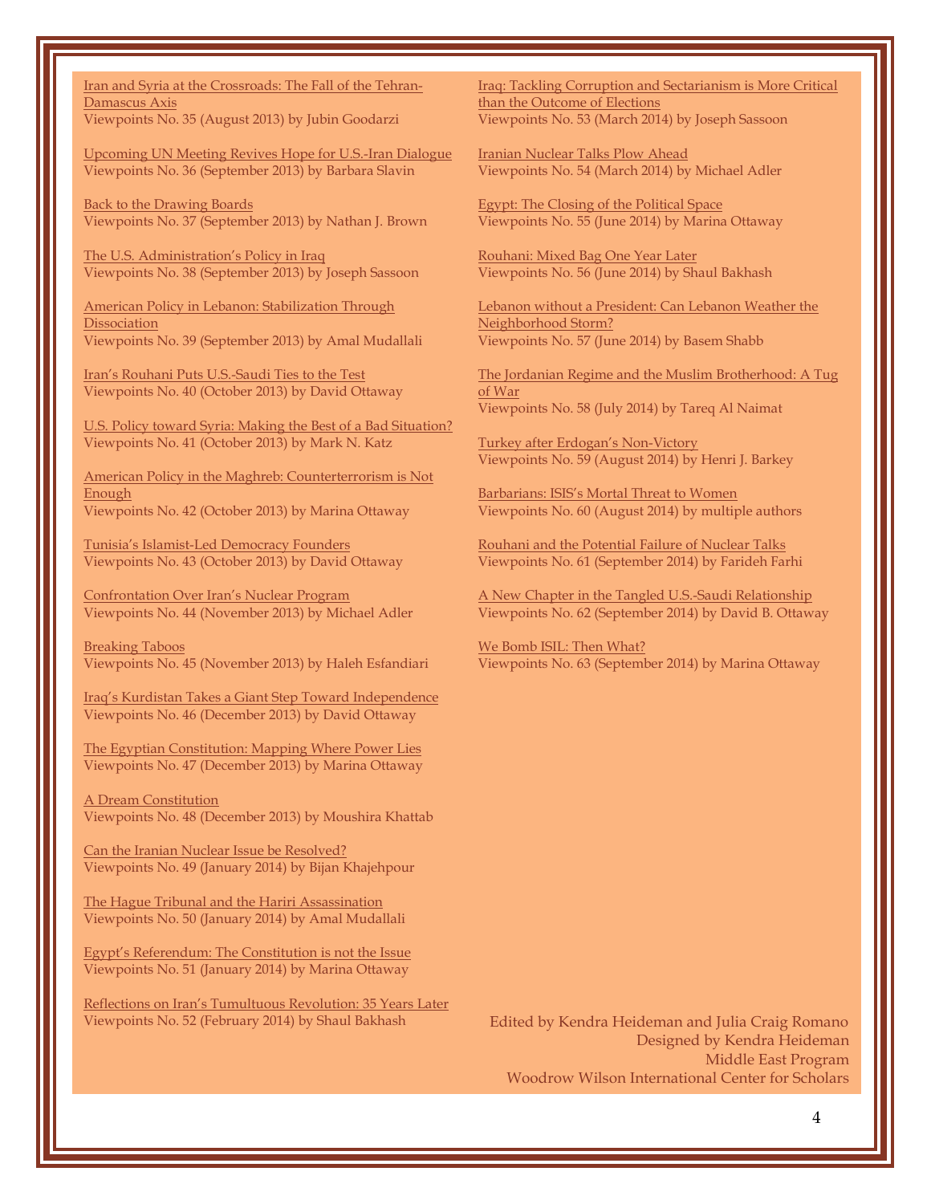Iran and Syria at the Crossroads: The Fall of the Tehran-Damascus Axis
Viewpoints No. 35 (August 2013) by Jubin Goodarzi

Upcoming UN Meeting Revives Hope for U.S.-Iran Dialogue
Viewpoints No. 36 (September 2013) by Barbara Slavin

Back to the Drawing Boards
Viewpoints No. 37 (September 2013) by Nathan J. Brown

The U.S. Administration's Policy in Iraq
Viewpoints No. 38 (September 2013) by Joseph Sassoon

American Policy in Lebanon: Stabilization Through Dissociation
Viewpoints No. 39 (September 2013) by Amal Mudallali

Iran's Rouhani Puts U.S.-Saudi Ties to the Test
Viewpoints No. 40 (October 2013) by David Ottaway

U.S. Policy toward Syria: Making the Best of a Bad Situation?
Viewpoints No. 41 (October 2013) by Mark N. Katz

American Policy in the Maghreb: Counterterrorism is Not Enough
Viewpoints No. 42 (October 2013) by Marina Ottaway

Tunisia's Islamist-Led Democracy Founders
Viewpoints No. 43 (October 2013) by David Ottaway

Confrontation Over Iran's Nuclear Program
Viewpoints No. 44 (November 2013) by Michael Adler

Breaking Taboos
Viewpoints No. 45 (November 2013) by Haleh Esfandiari

Iraq's Kurdistan Takes a Giant Step Toward Independence
Viewpoints No. 46 (December 2013) by David Ottaway

The Egyptian Constitution: Mapping Where Power Lies
Viewpoints No. 47 (December 2013) by Marina Ottaway

A Dream Constitution
Viewpoints No. 48 (December 2013) by Moushira Khattab

Can the Iranian Nuclear Issue be Resolved?
Viewpoints No. 49 (January 2014) by Bijan Khajehpour

The Hague Tribunal and the Hariri Assassination
Viewpoints No. 50 (January 2014) by Amal Mudallali

Egypt's Referendum: The Constitution is not the Issue
Viewpoints No. 51 (January 2014) by Marina Ottaway

Reflections on Iran's Tumultuous Revolution: 35 Years Later
Viewpoints No. 52 (February 2014) by Shaul Bakhash

Iraq: Tackling Corruption and Sectarianism is More Critical than the Outcome of Elections
Viewpoints No. 53 (March 2014) by Joseph Sassoon

Iranian Nuclear Talks Plow Ahead
Viewpoints No. 54 (March 2014) by Michael Adler

Egypt: The Closing of the Political Space
Viewpoints No. 55 (June 2014) by Marina Ottaway

Rouhani: Mixed Bag One Year Later
Viewpoints No. 56 (June 2014) by Shaul Bakhash

Lebanon without a President: Can Lebanon Weather the Neighborhood Storm?
Viewpoints No. 57 (June 2014) by Basem Shabb

The Jordanian Regime and the Muslim Brotherhood: A Tug of War
Viewpoints No. 58 (July 2014) by Tareq Al Naimat

Turkey after Erdogan's Non-Victory
Viewpoints No. 59 (August 2014) by Henri J. Barkey

Barbarians: ISIS's Mortal Threat to Women
Viewpoints No. 60 (August 2014) by multiple authors

Rouhani and the Potential Failure of Nuclear Talks
Viewpoints No. 61 (September 2014) by Farideh Farhi

A New Chapter in the Tangled U.S.-Saudi Relationship
Viewpoints No. 62 (September 2014) by David B. Ottaway

We Bomb ISIL: Then What?
Viewpoints No. 63 (September 2014) by Marina Ottaway

Edited by Kendra Heideman and Julia Craig Romano
Designed by Kendra Heideman
Middle East Program
Woodrow Wilson International Center for Scholars